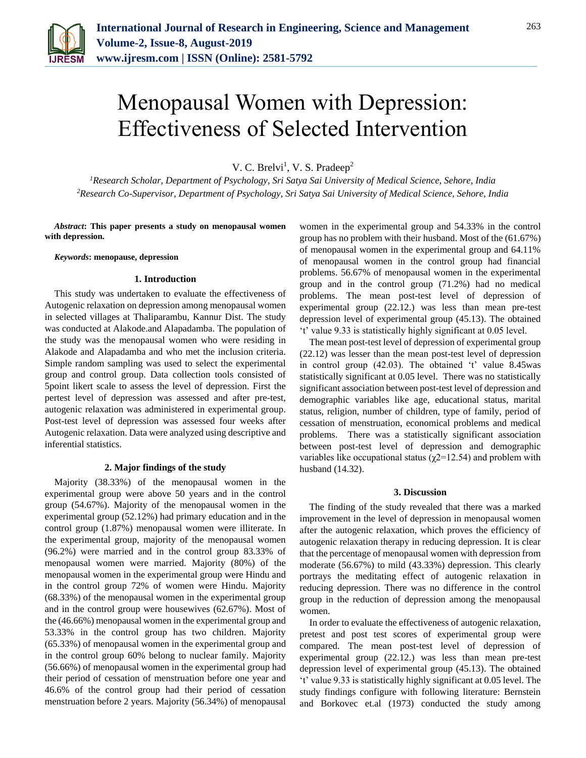# Menopausal Women with Depression: Effectiveness of Selected Intervention

V. C. Brelvi[1], V. S. Pradeep[2]

[1]*Research Scholar, Department of Psychology, Sri Satya Sai University of Medical Science, Sehore, India*
[2]*Research Co-Supervisor, Department of Psychology, Sri Satya Sai University of Medical Science, Sehore, India*

***Abstract*: This paper presents a study on menopausal women with depression.**

***Keywords*: menopause, depression**

## 1. Introduction

This study was undertaken to evaluate the effectiveness of Autogenic relaxation on depression among menopausal women in selected villages at Thaliparambu, Kannur Dist. The study was conducted at Alakode.and Alapadamba. The population of the study was the menopausal women who were residing in Alakode and Alapadamba and who met the inclusion criteria. Simple random sampling was used to select the experimental group and control group. Data collection tools consisted of 5point likert scale to assess the level of depression. First the pertest level of depression was assessed and after pre-test, autogenic relaxation was administered in experimental group. Post-test level of depression was assessed four weeks after Autogenic relaxation. Data were analyzed using descriptive and inferential statistics.

## 2. Major findings of the study

Majority (38.33%) of the menopausal women in the experimental group were above 50 years and in the control group (54.67%). Majority of the menopausal women in the experimental group (52.12%) had primary education and in the control group (1.87%) menopausal women were illiterate. In the experimental group, majority of the menopausal women (96.2%) were married and in the control group 83.33% of menopausal women were married. Majority (80%) of the menopausal women in the experimental group were Hindu and in the control group 72% of women were Hindu. Majority (68.33%) of the menopausal women in the experimental group and in the control group were housewives (62.67%). Most of the (46.66%) menopausal women in the experimental group and 53.33% in the control group has two children. Majority (65.33%) of menopausal women in the experimental group and in the control group 60% belong to nuclear family. Majority (56.66%) of menopausal women in the experimental group had their period of cessation of menstruation before one year and 46.6% of the control group had their period of cessation menstruation before 2 years. Majority (56.34%) of menopausal women in the experimental group and 54.33% in the control group has no problem with their husband. Most of the (61.67%) of menopausal women in the experimental group and 64.11% of menopausal women in the control group had financial problems. 56.67% of menopausal women in the experimental group and in the control group (71.2%) had no medical problems. The mean post-test level of depression of experimental group (22.12.) was less than mean pre-test depression level of experimental group (45.13). The obtained 't' value 9.33 is statistically highly significant at 0.05 level.

The mean post-test level of depression of experimental group (22.12) was lesser than the mean post-test level of depression in control group (42.03). The obtained 't' value 8.45was statistically significant at 0.05 level. There was no statistically significant association between post-test level of depression and demographic variables like age, educational status, marital status, religion, number of children, type of family, period of cessation of menstruation, economical problems and medical problems. There was a statistically significant association between post-test level of depression and demographic variables like occupational status ($\chi^2$=12.54) and problem with husband (14.32).

## 3. Discussion

The finding of the study revealed that there was a marked improvement in the level of depression in menopausal women after the autogenic relaxation, which proves the efficiency of autogenic relaxation therapy in reducing depression. It is clear that the percentage of menopausal women with depression from moderate (56.67%) to mild (43.33%) depression. This clearly portrays the meditating effect of autogenic relaxation in reducing depression. There was no difference in the control group in the reduction of depression among the menopausal women.

In order to evaluate the effectiveness of autogenic relaxation, pretest and post test scores of experimental group were compared. The mean post-test level of depression of experimental group (22.12.) was less than mean pre-test depression level of experimental group (45.13). The obtained 't' value 9.33 is statistically highly significant at 0.05 level. The study findings configure with following literature: Bernstein and Borkovec et.al (1973) conducted the study among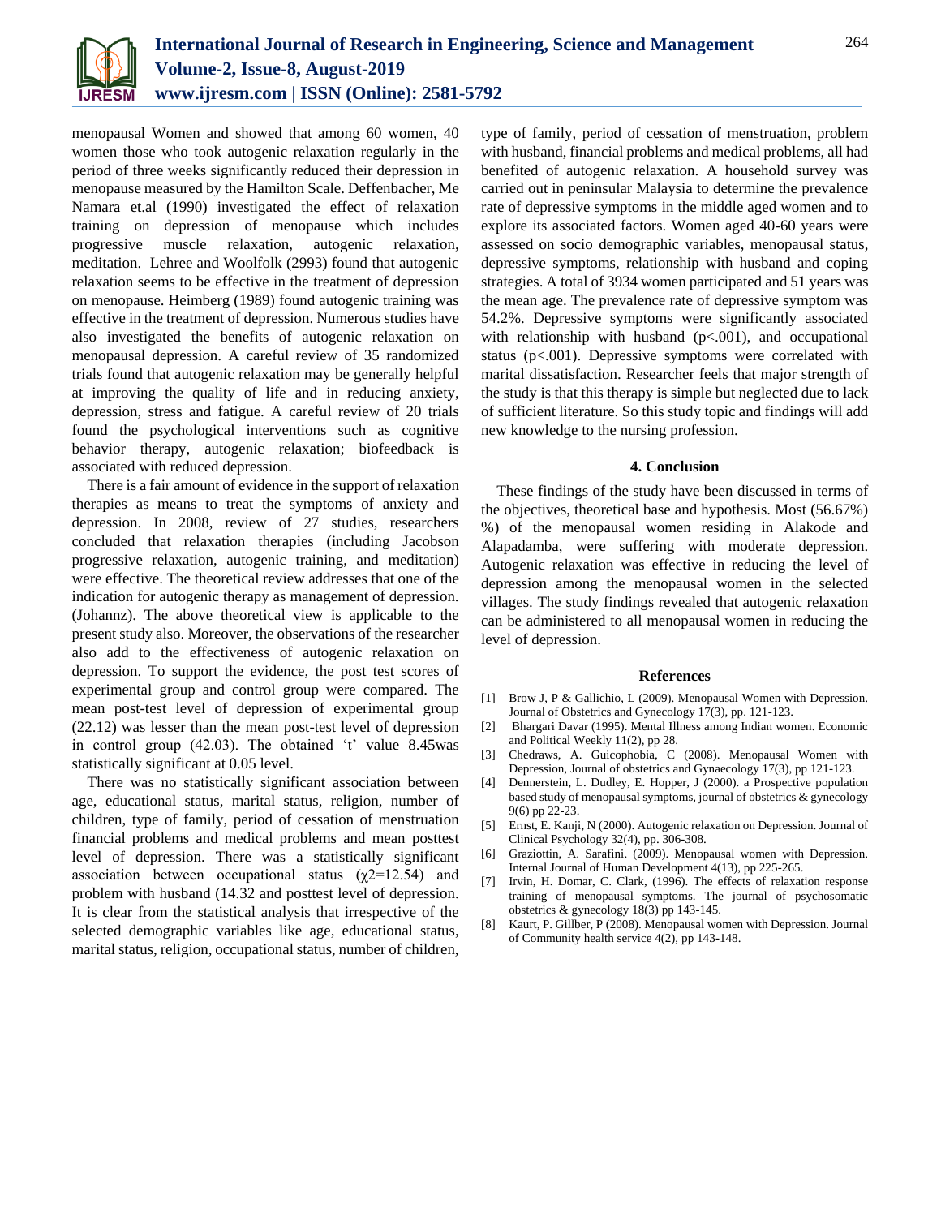menopausal Women and showed that among 60 women, 40 women those who took autogenic relaxation regularly in the period of three weeks significantly reduced their depression in menopause measured by the Hamilton Scale. Deffenbacher, Me Namara et.al (1990) investigated the effect of relaxation training on depression of menopause which includes progressive muscle relaxation, autogenic relaxation, meditation. Lehree and Woolfolk (2993) found that autogenic relaxation seems to be effective in the treatment of depression on menopause. Heimberg (1989) found autogenic training was effective in the treatment of depression. Numerous studies have also investigated the benefits of autogenic relaxation on menopausal depression. A careful review of 35 randomized trials found that autogenic relaxation may be generally helpful at improving the quality of life and in reducing anxiety, depression, stress and fatigue. A careful review of 20 trials found the psychological interventions such as cognitive behavior therapy, autogenic relaxation; biofeedback is associated with reduced depression.

There is a fair amount of evidence in the support of relaxation therapies as means to treat the symptoms of anxiety and depression. In 2008, review of 27 studies, researchers concluded that relaxation therapies (including Jacobson progressive relaxation, autogenic training, and meditation) were effective. The theoretical review addresses that one of the indication for autogenic therapy as management of depression. (Johannz). The above theoretical view is applicable to the present study also. Moreover, the observations of the researcher also add to the effectiveness of autogenic relaxation on depression. To support the evidence, the post test scores of experimental group and control group were compared. The mean post-test level of depression of experimental group (22.12) was lesser than the mean post-test level of depression in control group (42.03). The obtained 't' value 8.45was statistically significant at 0.05 level.

There was no statistically significant association between age, educational status, marital status, religion, number of children, type of family, period of cessation of menstruation financial problems and medical problems and mean posttest level of depression. There was a statistically significant association between occupational status ($\chi 2$=12.54) and problem with husband (14.32 and posttest level of depression. It is clear from the statistical analysis that irrespective of the selected demographic variables like age, educational status, marital status, religion, occupational status, number of children, type of family, period of cessation of menstruation, problem with husband, financial problems and medical problems, all had benefited of autogenic relaxation. A household survey was carried out in peninsular Malaysia to determine the prevalence rate of depressive symptoms in the middle aged women and to explore its associated factors. Women aged 40-60 years were assessed on socio demographic variables, menopausal status, depressive symptoms, relationship with husband and coping strategies. A total of 3934 women participated and 51 years was the mean age. The prevalence rate of depressive symptom was 54.2%. Depressive symptoms were significantly associated with relationship with husband ($p<.001$), and occupational status ($p<.001$). Depressive symptoms were correlated with marital dissatisfaction. Researcher feels that major strength of the study is that this therapy is simple but neglected due to lack of sufficient literature. So this study topic and findings will add new knowledge to the nursing profession.

## 4. Conclusion

These findings of the study have been discussed in terms of the objectives, theoretical base and hypothesis. Most (56.67%) %) of the menopausal women residing in Alakode and Alapadamba, were suffering with moderate depression. Autogenic relaxation was effective in reducing the level of depression among the menopausal women in the selected villages. The study findings revealed that autogenic relaxation can be administered to all menopausal women in reducing the level of depression.

## References

[1] Brow J, P & Gallichio, L (2009). Menopausal Women with Depression. Journal of Obstetrics and Gynecology 17(3), pp. 121-123.

[2] Bhargari Davar (1995). Mental Illness among Indian women. Economic and Political Weekly 11(2), pp 28.

[3] Chedraws, A. Guicophobia, C (2008). Menopausal Women with Depression, Journal of obstetrics and Gynaecology 17(3), pp 121-123.

[4] Dennerstein, L. Dudley, E. Hopper, J (2000). a Prospective population based study of menopausal symptoms, journal of obstetrics & gynecology 9(6) pp 22-23.

[5] Ernst, E. Kanji, N (2000). Autogenic relaxation on Depression. Journal of Clinical Psychology 32(4), pp. 306-308.

[6] Graziottin, A. Sarafini. (2009). Menopausal women with Depression. Internal Journal of Human Development 4(13), pp 225-265.

[7] Irvin, H. Domar, C. Clark, (1996). The effects of relaxation response training of menopausal symptoms. The journal of psychosomatic obstetrics & gynecology 18(3) pp 143-145.

[8] Kaurt, P. Gillber, P (2008). Menopausal women with Depression. Journal of Community health service 4(2), pp 143-148.